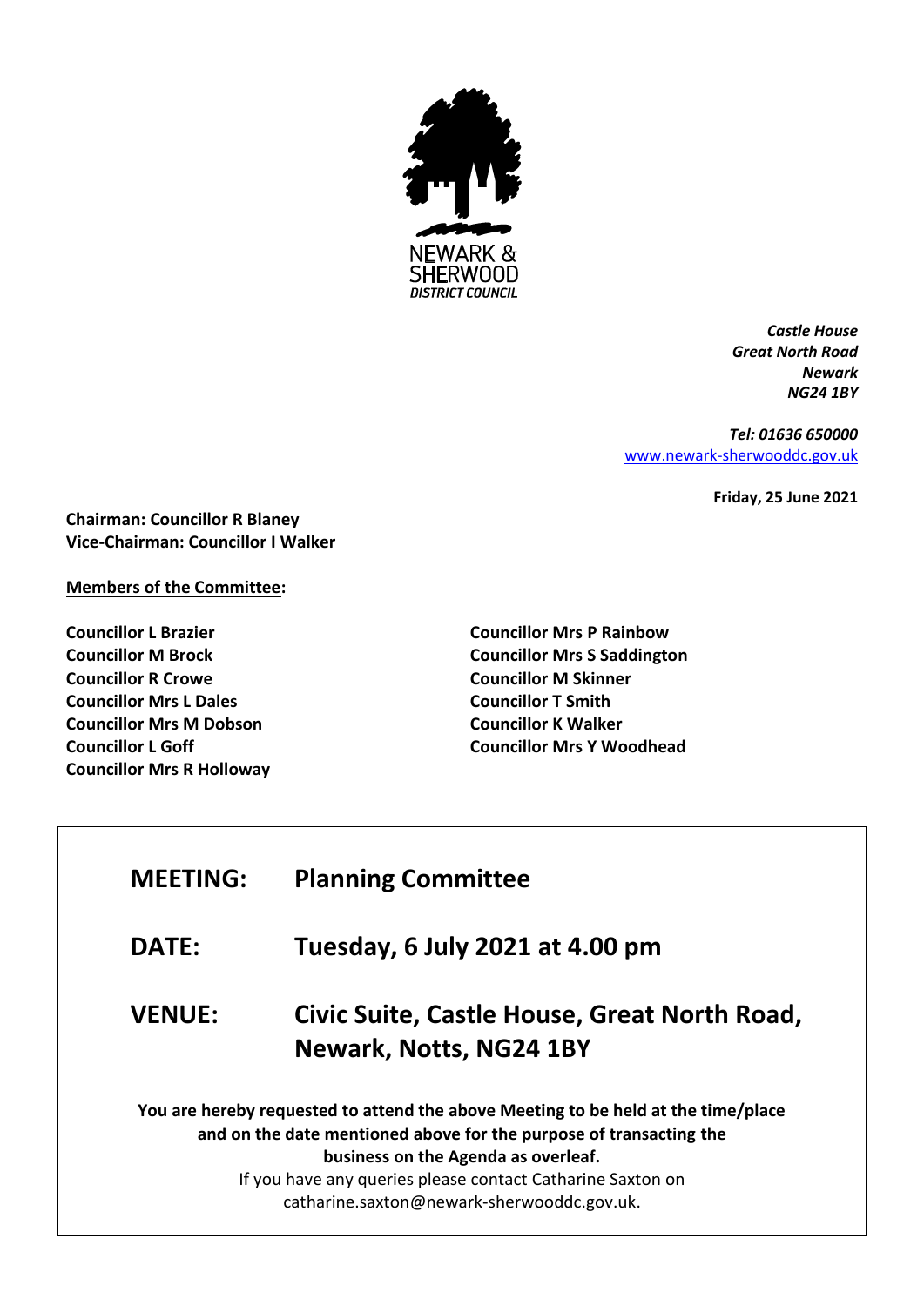NEWARK & SHERWOOD DISTRICT COUNCIL

*Castle House*
*Great North Road*
*Newark*
*NG24 1BY*

*Tel: 01636 650000*
[www.newark-sherwooddc.gov.uk](http://www.newark-sherwooddc.gov.uk)

**Friday, 25 June 2021**

**Chairman: Councillor R Blaney**
**Vice-Chairman: Councillor I Walker**

**Members of the Committee:**

**Councillor L Brazier**
**Councillor M Brock**
**Councillor R Crowe**
**Councillor Mrs L Dales**
**Councillor Mrs M Dobson**
**Councillor L Goff**
**Councillor Mrs R Holloway**
**Councillor Mrs P Rainbow**
**Councillor Mrs S Saddington**
**Councillor M Skinner**
**Councillor T Smith**
**Councillor K Walker**
**Councillor Mrs Y Woodhead**

| | |
|---|---|
| **MEETING:** | **Planning Committee** |
| **DATE:** | **Tuesday, 6 July 2021 at 4.00 pm** |
| **VENUE:** | **Civic Suite, Castle House, Great North Road, Newark, Notts, NG24 1BY** |

**You are hereby requested to attend the above Meeting to be held at the time/place and on the date mentioned above for the purpose of transacting the business on the Agenda as overleaf.**

If you have any queries please contact Catharine Saxton on catharine.saxton@newark-sherwooddc.gov.uk.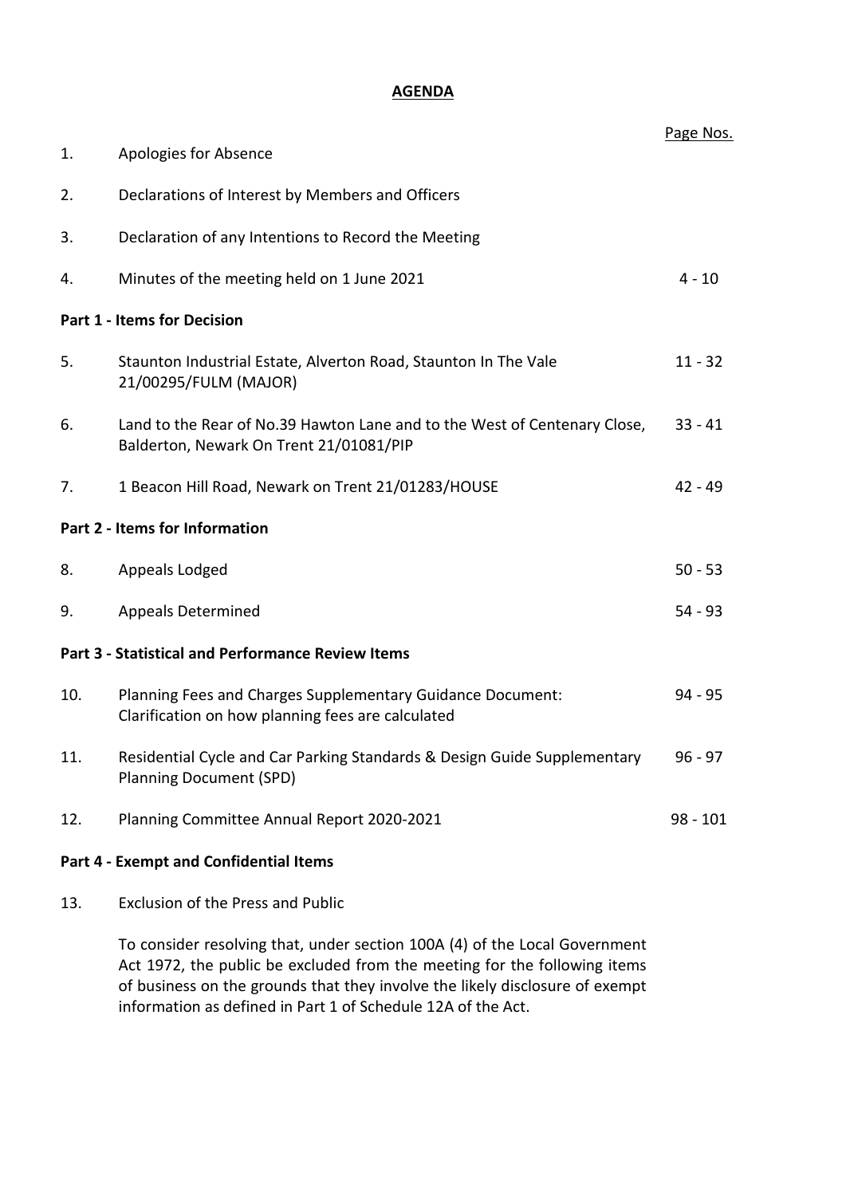**AGENDA**

| | | Page Nos. |
|---|---|---|
| 1. | Apologies for Absence | |
| 2. | Declarations of Interest by Members and Officers | |
| 3. | Declaration of any Intentions to Record the Meeting | |
| 4. | Minutes of the meeting held on 1 June 2021 | 4 - 10 |
| | **Part 1 - Items for Decision** | |
| 5. | Staunton Industrial Estate, Alverton Road, Staunton In The Vale 21/00295/FULM (MAJOR) | 11 - 32 |
| 6. | Land to the Rear of No.39 Hawton Lane and to the West of Centenary Close, Balderton, Newark On Trent 21/01081/PIP | 33 - 41 |
| 7. | 1 Beacon Hill Road, Newark on Trent 21/01283/HOUSE | 42 - 49 |
| | **Part 2 - Items for Information** | |
| 8. | Appeals Lodged | 50 - 53 |
| 9. | Appeals Determined | 54 - 93 |
| | **Part 3 - Statistical and Performance Review Items** | |
| 10. | Planning Fees and Charges Supplementary Guidance Document: Clarification on how planning fees are calculated | 94 - 95 |
| 11. | Residential Cycle and Car Parking Standards & Design Guide Supplementary Planning Document (SPD) | 96 - 97 |
| 12. | Planning Committee Annual Report 2020-2021 | 98 - 101 |
| | **Part 4 - Exempt and Confidential Items** | |
| 13. | Exclusion of the Press and Public | |

To consider resolving that, under section 100A (4) of the Local Government Act 1972, the public be excluded from the meeting for the following items of business on the grounds that they involve the likely disclosure of exempt information as defined in Part 1 of Schedule 12A of the Act.